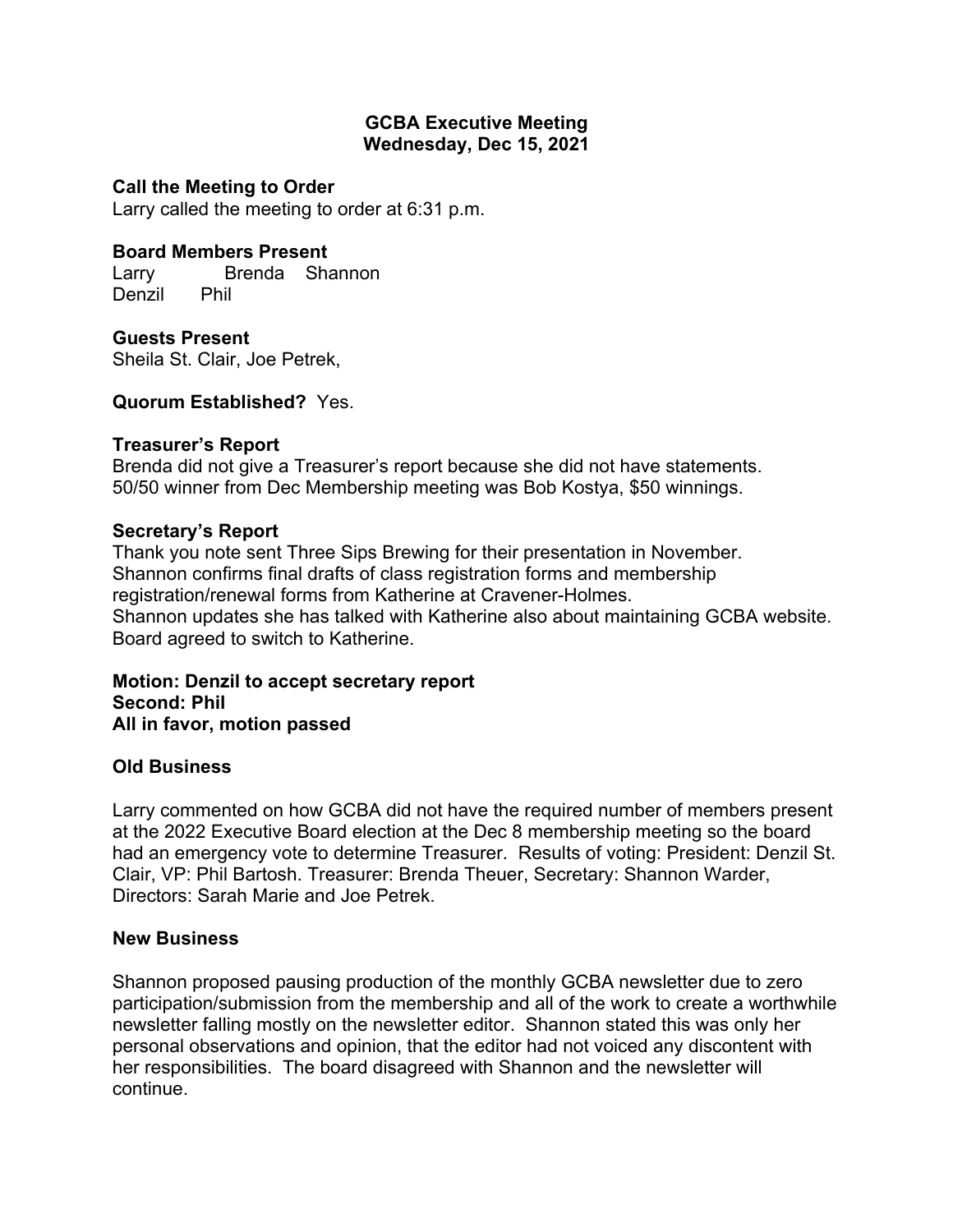# GCBA Executive Meeting
## Wednesday, Dec 15, 2021

**Call the Meeting to Order**
Larry called the meeting to order at 6:31 p.m.

**Board Members Present**
Larry Brenda Shannon
Denzil Phil

**Guests Present**
Sheila St. Clair, Joe Petrek,

**Quorum Established?** Yes.

**Treasurer's Report**
Brenda did not give a Treasurer's report because she did not have statements.
50/50 winner from Dec Membership meeting was Bob Kostya, $50 winnings.

**Secretary's Report**
Thank you note sent Three Sips Brewing for their presentation in November.
Shannon confirms final drafts of class registration forms and membership registration/renewal forms from Katherine at Cravener-Holmes.
Shannon updates she has talked with Katherine also about maintaining GCBA website.
Board agreed to switch to Katherine.

**Motion: Denzil to accept secretary report**
**Second: Phil**
**All in favor, motion passed**

**Old Business**

Larry commented on how GCBA did not have the required number of members present at the 2022 Executive Board election at the Dec 8 membership meeting so the board had an emergency vote to determine Treasurer. Results of voting: President: Denzil St. Clair, VP: Phil Bartosh. Treasurer: Brenda Theuer, Secretary: Shannon Warder, Directors: Sarah Marie and Joe Petrek.

**New Business**

Shannon proposed pausing production of the monthly GCBA newsletter due to zero participation/submission from the membership and all of the work to create a worthwhile newsletter falling mostly on the newsletter editor. Shannon stated this was only her personal observations and opinion, that the editor had not voiced any discontent with her responsibilities. The board disagreed with Shannon and the newsletter will continue.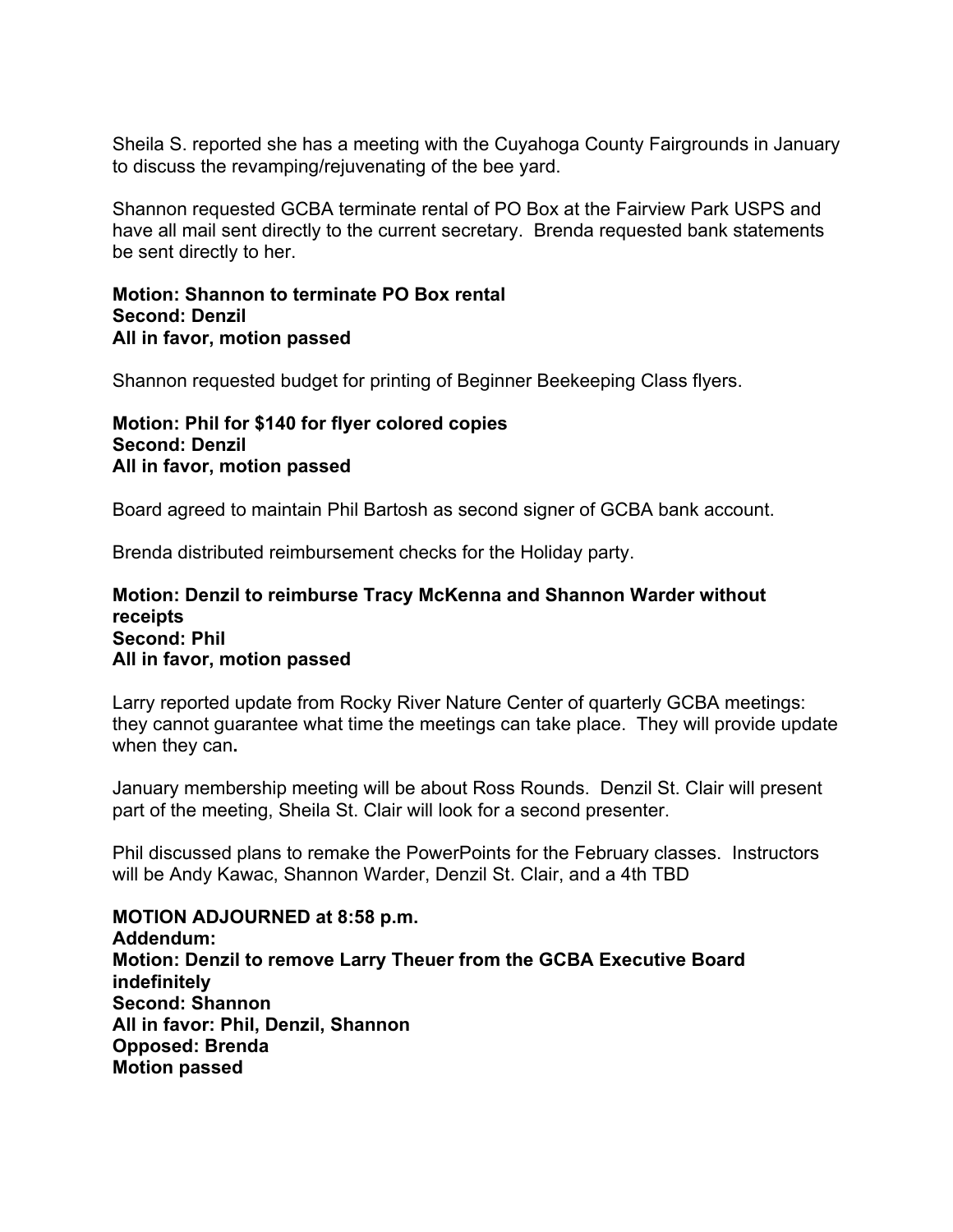Sheila S. reported she has a meeting with the Cuyahoga County Fairgrounds in January to discuss the revamping/rejuvenating of the bee yard.

Shannon requested GCBA terminate rental of PO Box at the Fairview Park USPS and have all mail sent directly to the current secretary. Brenda requested bank statements be sent directly to her.

**Motion: Shannon to terminate PO Box rental**
**Second: Denzil**
**All in favor, motion passed**

Shannon requested budget for printing of Beginner Beekeeping Class flyers.

**Motion: Phil for $140 for flyer colored copies**
**Second: Denzil**
**All in favor, motion passed**

Board agreed to maintain Phil Bartosh as second signer of GCBA bank account.

Brenda distributed reimbursement checks for the Holiday party.

**Motion: Denzil to reimburse Tracy McKenna and Shannon Warder without receipts**
**Second: Phil**
**All in favor, motion passed**

Larry reported update from Rocky River Nature Center of quarterly GCBA meetings: they cannot guarantee what time the meetings can take place. They will provide update when they can**.**

January membership meeting will be about Ross Rounds. Denzil St. Clair will present part of the meeting, Sheila St. Clair will look for a second presenter.

Phil discussed plans to remake the PowerPoints for the February classes. Instructors will be Andy Kawac, Shannon Warder, Denzil St. Clair, and a 4th TBD

**MOTION ADJOURNED at 8:58 p.m.**
**Addendum:**
**Motion: Denzil to remove Larry Theuer from the GCBA Executive Board indefinitely**
**Second: Shannon**
**All in favor: Phil, Denzil, Shannon**
**Opposed: Brenda**
**Motion passed**